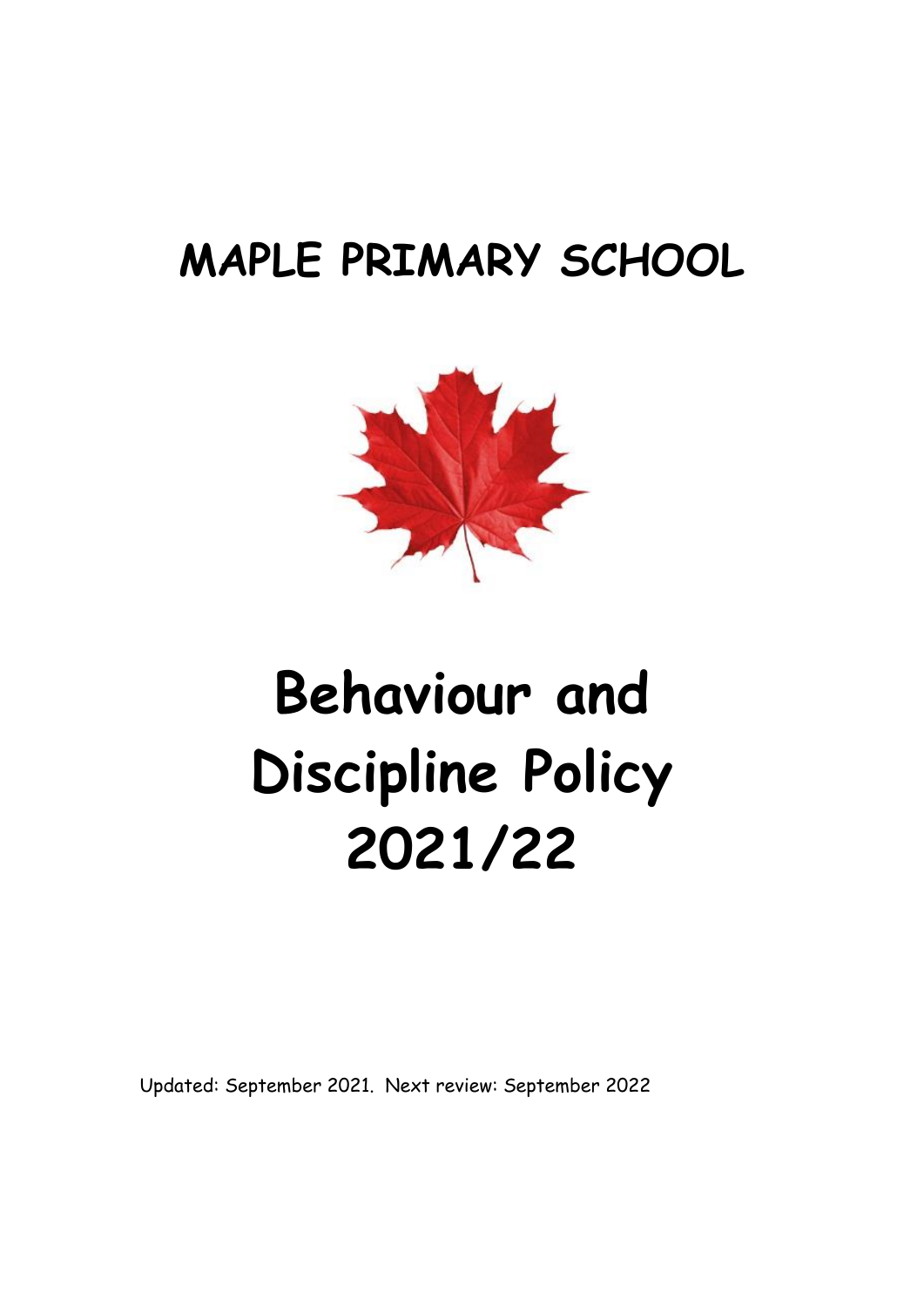# MAPLE PRIMARY SCHOOL

# Behaviour and Discipline Policy 2021/22

Updated: September 2021. Next review: September 2022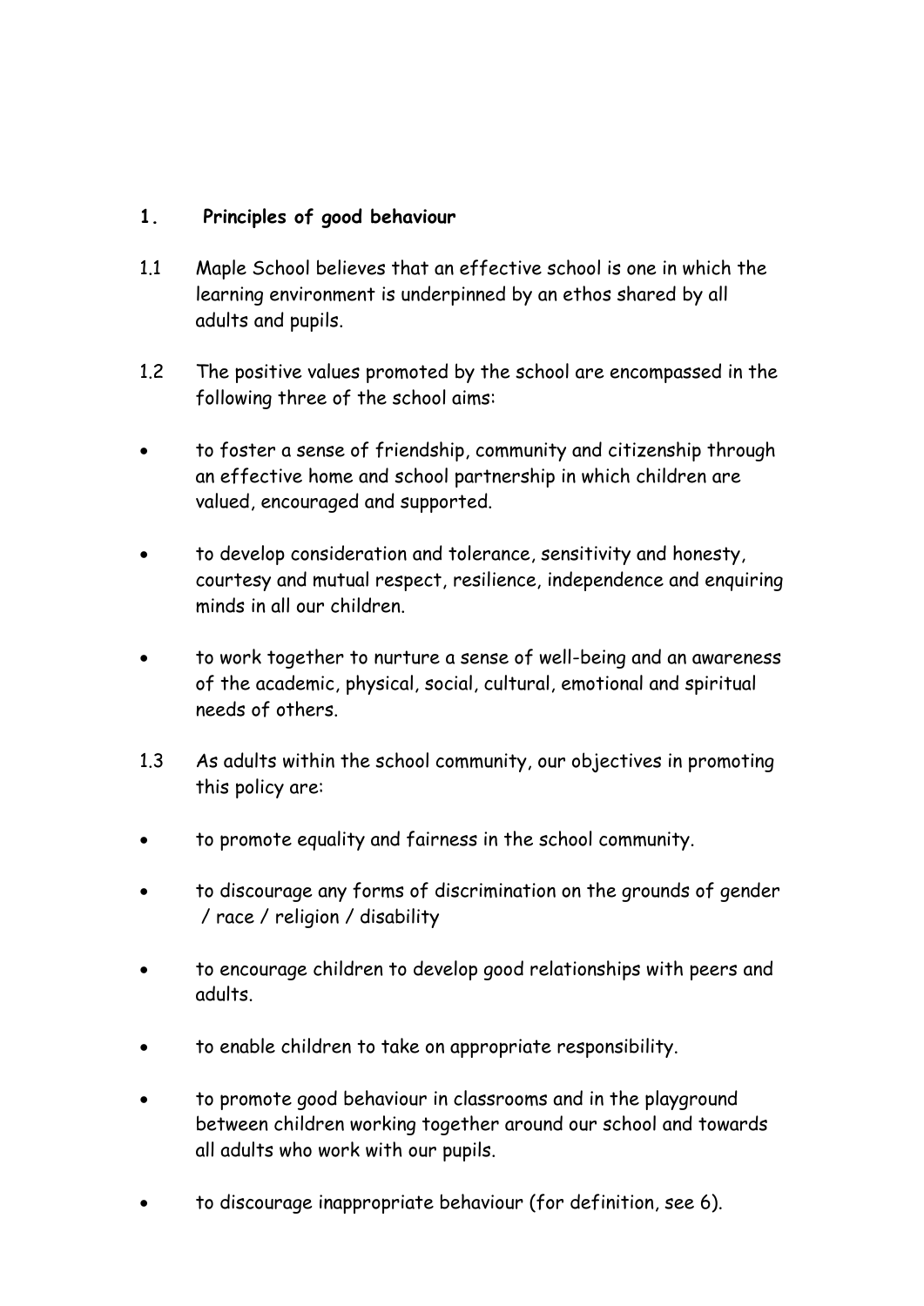## 1. Principles of good behaviour

1.1 Maple School believes that an effective school is one in which the learning environment is underpinned by an ethos shared by all adults and pupils.

1.2 The positive values promoted by the school are encompassed in the following three of the school aims:

- to foster a sense of friendship, community and citizenship through an effective home and school partnership in which children are valued, encouraged and supported.
- to develop consideration and tolerance, sensitivity and honesty, courtesy and mutual respect, resilience, independence and enquiring minds in all our children.
- to work together to nurture a sense of well-being and an awareness of the academic, physical, social, cultural, emotional and spiritual needs of others.

1.3 As adults within the school community, our objectives in promoting this policy are:

- to promote equality and fairness in the school community.
- to discourage any forms of discrimination on the grounds of gender / race / religion / disability
- to encourage children to develop good relationships with peers and adults.
- to enable children to take on appropriate responsibility.
- to promote good behaviour in classrooms and in the playground between children working together around our school and towards all adults who work with our pupils.
- to discourage inappropriate behaviour (for definition, see 6).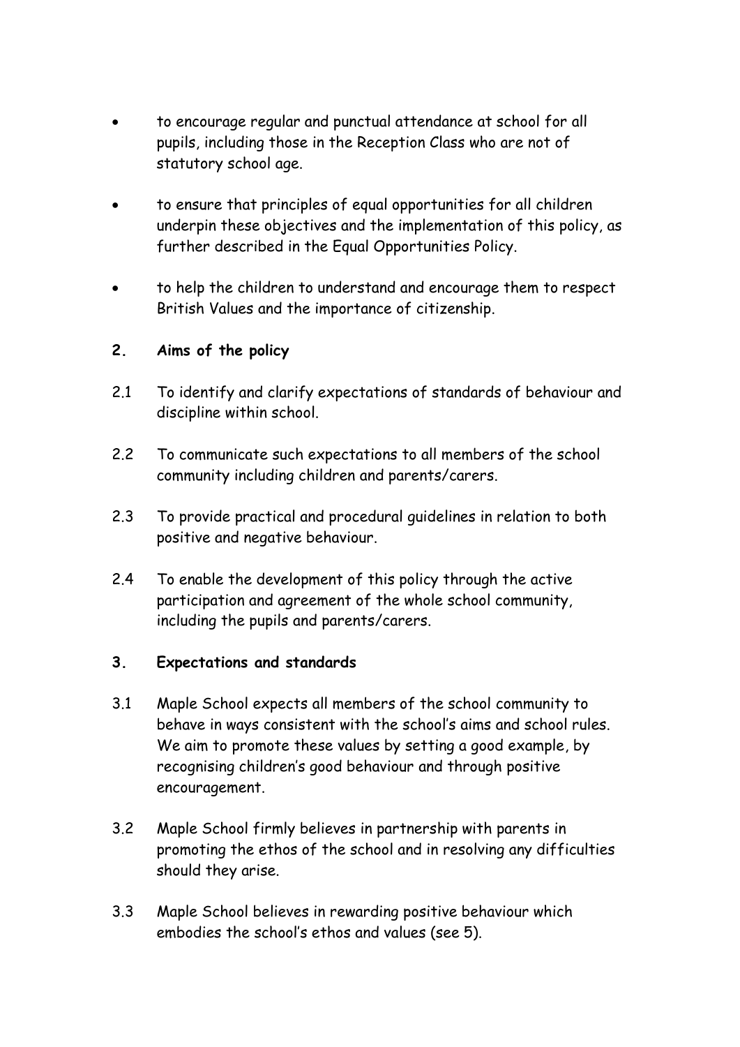- to encourage regular and punctual attendance at school for all pupils, including those in the Reception Class who are not of statutory school age.
- to ensure that principles of equal opportunities for all children underpin these objectives and the implementation of this policy, as further described in the Equal Opportunities Policy.
- to help the children to understand and encourage them to respect British Values and the importance of citizenship.

## 2. Aims of the policy

2.1 To identify and clarify expectations of standards of behaviour and discipline within school.

2.2 To communicate such expectations to all members of the school community including children and parents/carers.

2.3 To provide practical and procedural guidelines in relation to both positive and negative behaviour.

2.4 To enable the development of this policy through the active participation and agreement of the whole school community, including the pupils and parents/carers.

## 3. Expectations and standards

3.1 Maple School expects all members of the school community to behave in ways consistent with the school's aims and school rules. We aim to promote these values by setting a good example, by recognising children's good behaviour and through positive encouragement.

3.2 Maple School firmly believes in partnership with parents in promoting the ethos of the school and in resolving any difficulties should they arise.

3.3 Maple School believes in rewarding positive behaviour which embodies the school's ethos and values (see 5).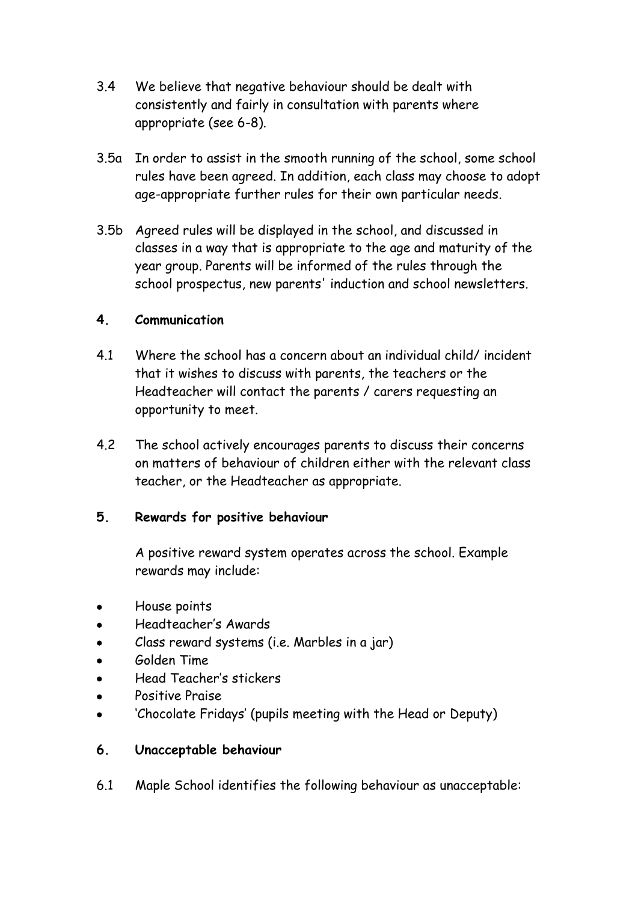3.4 We believe that negative behaviour should be dealt with consistently and fairly in consultation with parents where appropriate (see 6-8).

3.5a In order to assist in the smooth running of the school, some school rules have been agreed. In addition, each class may choose to adopt age-appropriate further rules for their own particular needs.

3.5b Agreed rules will be displayed in the school, and discussed in classes in a way that is appropriate to the age and maturity of the year group. Parents will be informed of the rules through the school prospectus, new parents' induction and school newsletters.

## 4. Communication

4.1 Where the school has a concern about an individual child/ incident that it wishes to discuss with parents, the teachers or the Headteacher will contact the parents / carers requesting an opportunity to meet.

4.2 The school actively encourages parents to discuss their concerns on matters of behaviour of children either with the relevant class teacher, or the Headteacher as appropriate.

## 5. Rewards for positive behaviour

A positive reward system operates across the school. Example rewards may include:

- House points
- Headteacher's Awards
- Class reward systems (i.e. Marbles in a jar)
- Golden Time
- Head Teacher's stickers
- Positive Praise
- 'Chocolate Fridays' (pupils meeting with the Head or Deputy)

## 6. Unacceptable behaviour

6.1 Maple School identifies the following behaviour as unacceptable: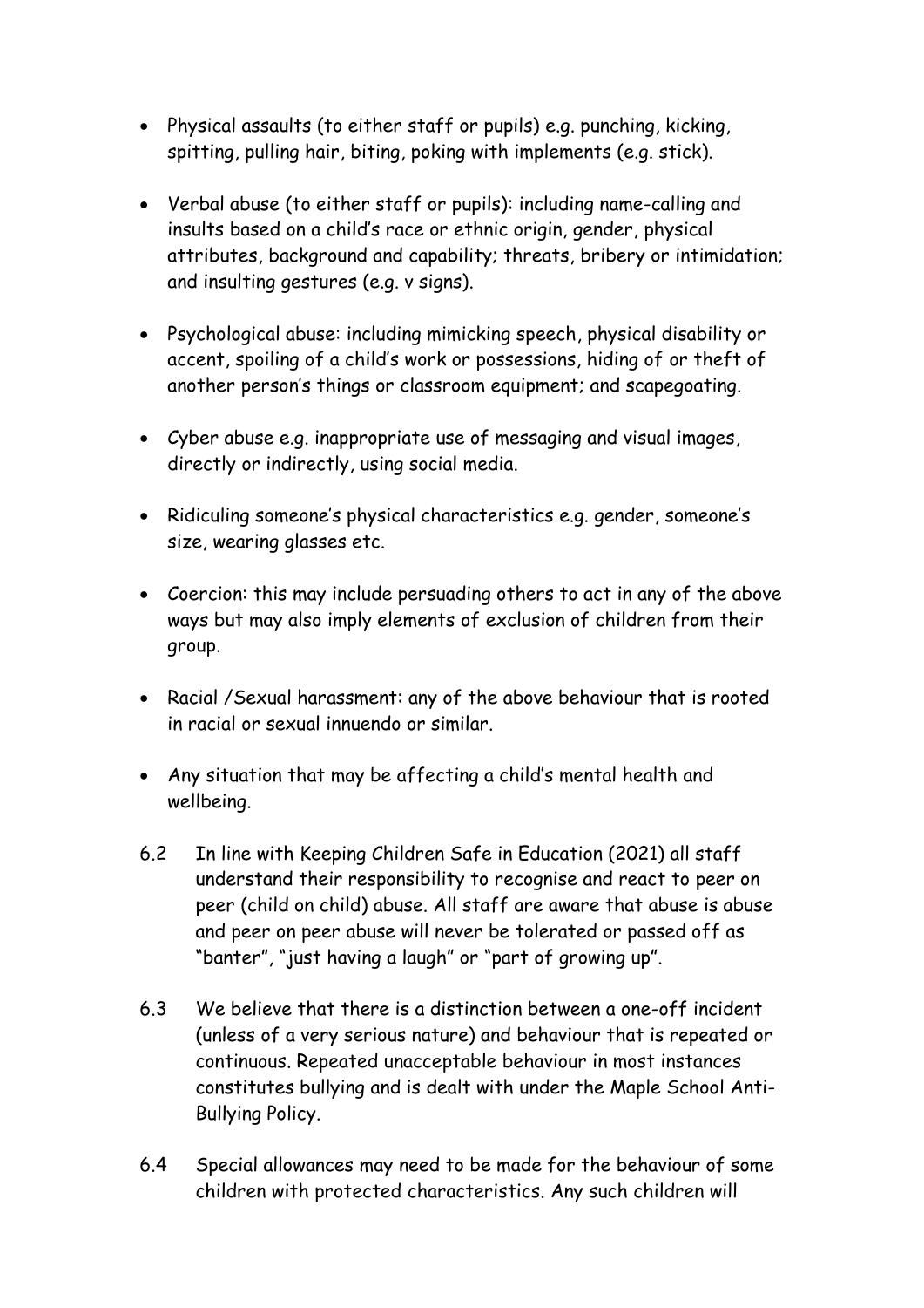- Physical assaults (to either staff or pupils) e.g. punching, kicking, spitting, pulling hair, biting, poking with implements (e.g. stick).

- Verbal abuse (to either staff or pupils): including name-calling and insults based on a child's race or ethnic origin, gender, physical attributes, background and capability; threats, bribery or intimidation; and insulting gestures (e.g. v signs).

- Psychological abuse: including mimicking speech, physical disability or accent, spoiling of a child's work or possessions, hiding of or theft of another person's things or classroom equipment; and scapegoating.

- Cyber abuse e.g. inappropriate use of messaging and visual images, directly or indirectly, using social media.

- Ridiculing someone's physical characteristics e.g. gender, someone's size, wearing glasses etc.

- Coercion: this may include persuading others to act in any of the above ways but may also imply elements of exclusion of children from their group.

- Racial /Sexual harassment: any of the above behaviour that is rooted in racial or sexual innuendo or similar.

- Any situation that may be affecting a child's mental health and wellbeing.

6.2 In line with Keeping Children Safe in Education (2021) all staff understand their responsibility to recognise and react to peer on peer (child on child) abuse. All staff are aware that abuse is abuse and peer on peer abuse will never be tolerated or passed off as "banter", "just having a laugh" or "part of growing up".

6.3 We believe that there is a distinction between a one-off incident (unless of a very serious nature) and behaviour that is repeated or continuous. Repeated unacceptable behaviour in most instances constitutes bullying and is dealt with under the Maple School Anti-Bullying Policy.

6.4 Special allowances may need to be made for the behaviour of some children with protected characteristics. Any such children will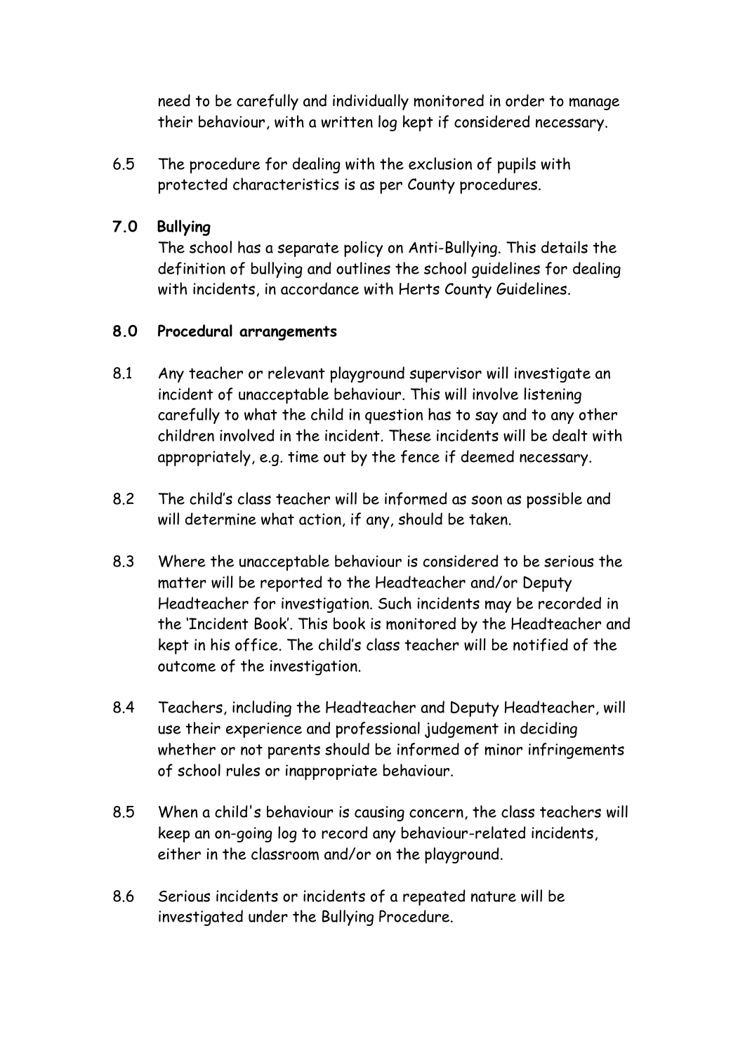need to be carefully and individually monitored in order to manage their behaviour, with a written log kept if considered necessary.

6.5 The procedure for dealing with the exclusion of pupils with protected characteristics is as per County procedures.

## 7.0 Bullying

The school has a separate policy on Anti-Bullying. This details the definition of bullying and outlines the school guidelines for dealing with incidents, in accordance with Herts County Guidelines.

## 8.0 Procedural arrangements

8.1 Any teacher or relevant playground supervisor will investigate an incident of unacceptable behaviour. This will involve listening carefully to what the child in question has to say and to any other children involved in the incident. These incidents will be dealt with appropriately, e.g. time out by the fence if deemed necessary.

8.2 The child's class teacher will be informed as soon as possible and will determine what action, if any, should be taken.

8.3 Where the unacceptable behaviour is considered to be serious the matter will be reported to the Headteacher and/or Deputy Headteacher for investigation. Such incidents may be recorded in the 'Incident Book'. This book is monitored by the Headteacher and kept in his office. The child's class teacher will be notified of the outcome of the investigation.

8.4 Teachers, including the Headteacher and Deputy Headteacher, will use their experience and professional judgement in deciding whether or not parents should be informed of minor infringements of school rules or inappropriate behaviour.

8.5 When a child's behaviour is causing concern, the class teachers will keep an on-going log to record any behaviour-related incidents, either in the classroom and/or on the playground.

8.6 Serious incidents or incidents of a repeated nature will be investigated under the Bullying Procedure.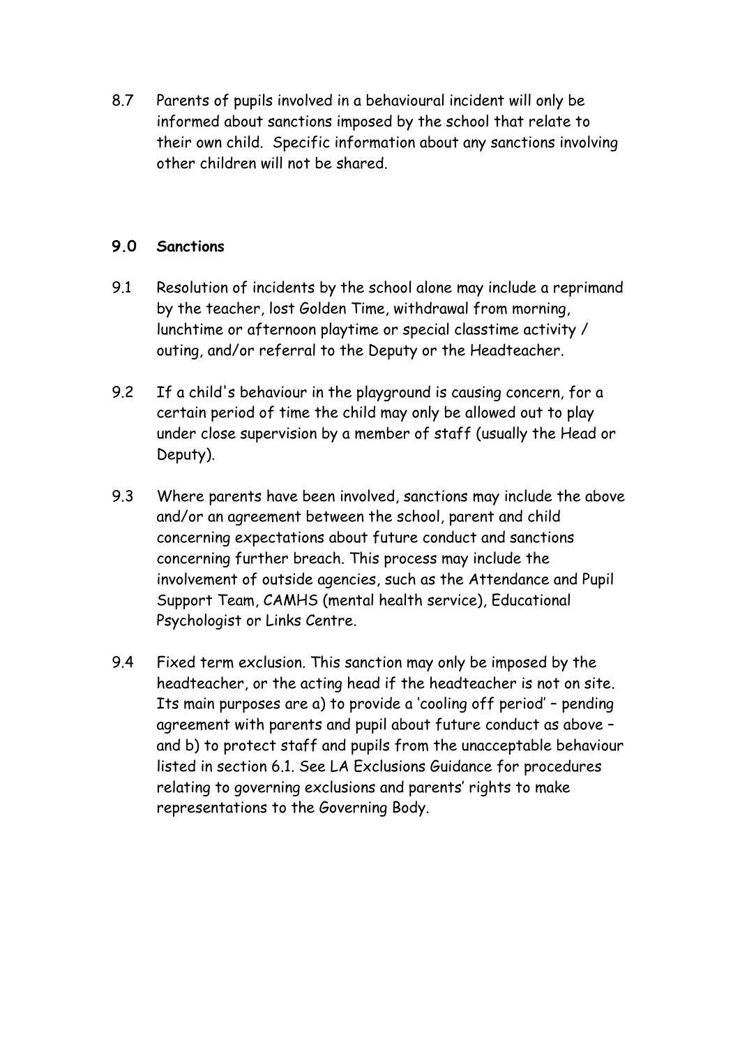8.7 Parents of pupils involved in a behavioural incident will only be informed about sanctions imposed by the school that relate to their own child. Specific information about any sanctions involving other children will not be shared.

## 9.0 Sanctions

9.1 Resolution of incidents by the school alone may include a reprimand by the teacher, lost Golden Time, withdrawal from morning, lunchtime or afternoon playtime or special classtime activity / outing, and/or referral to the Deputy or the Headteacher.

9.2 If a child's behaviour in the playground is causing concern, for a certain period of time the child may only be allowed out to play under close supervision by a member of staff (usually the Head or Deputy).

9.3 Where parents have been involved, sanctions may include the above and/or an agreement between the school, parent and child concerning expectations about future conduct and sanctions concerning further breach. This process may include the involvement of outside agencies, such as the Attendance and Pupil Support Team, CAMHS (mental health service), Educational Psychologist or Links Centre.

9.4 Fixed term exclusion. This sanction may only be imposed by the headteacher, or the acting head if the headteacher is not on site. Its main purposes are a) to provide a 'cooling off period' – pending agreement with parents and pupil about future conduct as above – and b) to protect staff and pupils from the unacceptable behaviour listed in section 6.1. See LA Exclusions Guidance for procedures relating to governing exclusions and parents' rights to make representations to the Governing Body.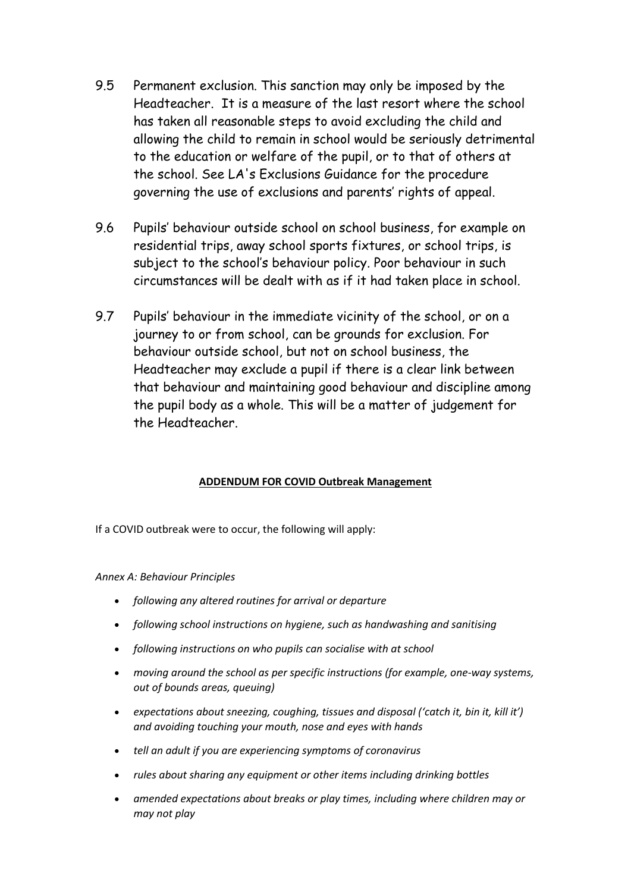9.5 Permanent exclusion. This sanction may only be imposed by the Headteacher. It is a measure of the last resort where the school has taken all reasonable steps to avoid excluding the child and allowing the child to remain in school would be seriously detrimental to the education or welfare of the pupil, or to that of others at the school. See LA's Exclusions Guidance for the procedure governing the use of exclusions and parents' rights of appeal.

9.6 Pupils' behaviour outside school on school business, for example on residential trips, away school sports fixtures, or school trips, is subject to the school's behaviour policy. Poor behaviour in such circumstances will be dealt with as if it had taken place in school.

9.7 Pupils' behaviour in the immediate vicinity of the school, or on a journey to or from school, can be grounds for exclusion. For behaviour outside school, but not on school business, the Headteacher may exclude a pupil if there is a clear link between that behaviour and maintaining good behaviour and discipline among the pupil body as a whole. This will be a matter of judgement for the Headteacher.

## ADDENDUM FOR COVID Outbreak Management

If a COVID outbreak were to occur, the following will apply:

*Annex A: Behaviour Principles*

- *following any altered routines for arrival or departure*
- *following school instructions on hygiene, such as handwashing and sanitising*
- *following instructions on who pupils can socialise with at school*
- *moving around the school as per specific instructions (for example, one-way systems, out of bounds areas, queuing)*
- *expectations about sneezing, coughing, tissues and disposal ('catch it, bin it, kill it') and avoiding touching your mouth, nose and eyes with hands*
- *tell an adult if you are experiencing symptoms of coronavirus*
- *rules about sharing any equipment or other items including drinking bottles*
- *amended expectations about breaks or play times, including where children may or may not play*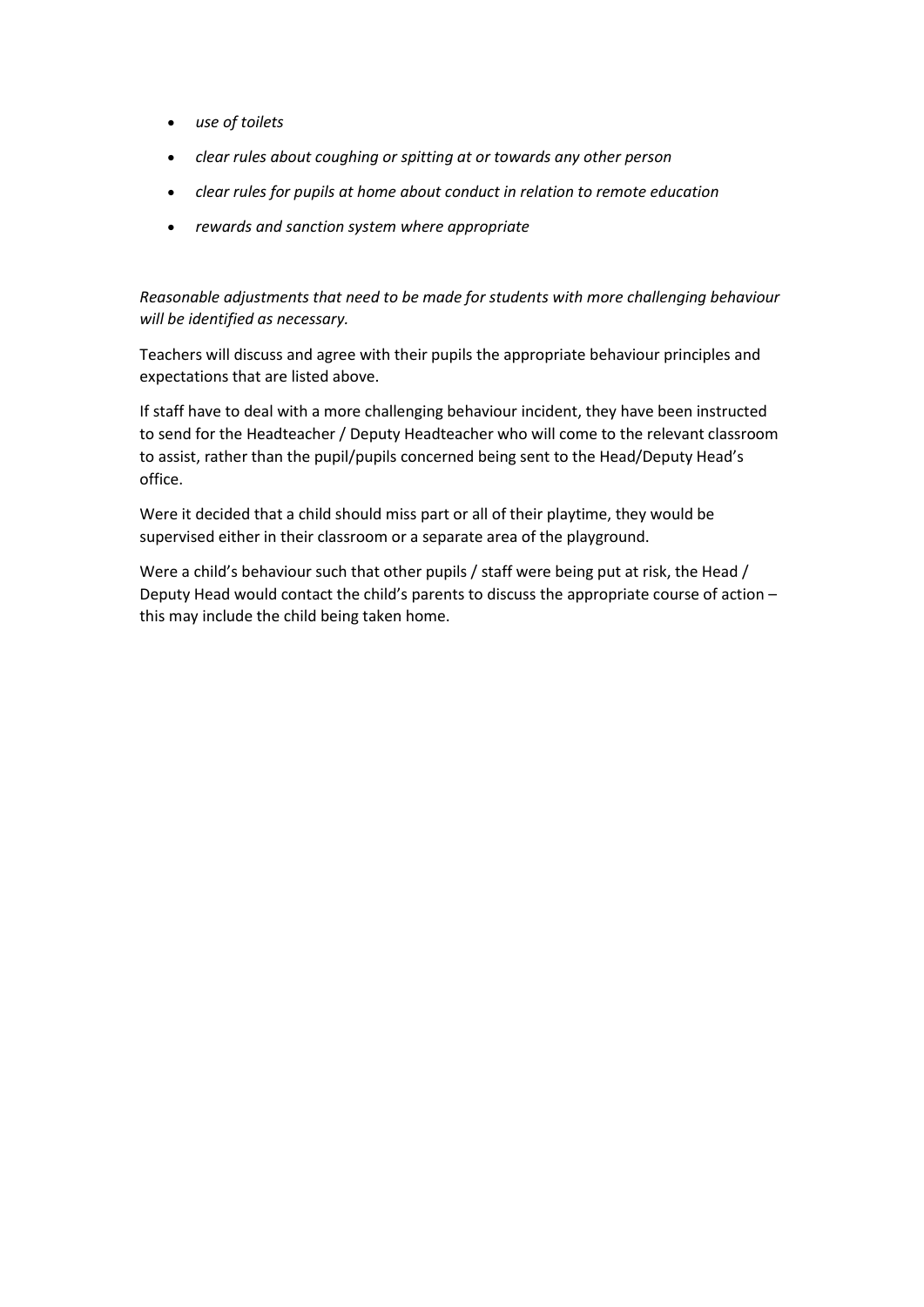- *use of toilets*
- *clear rules about coughing or spitting at or towards any other person*
- *clear rules for pupils at home about conduct in relation to remote education*
- *rewards and sanction system where appropriate*

*Reasonable adjustments that need to be made for students with more challenging behaviour will be identified as necessary.*

Teachers will discuss and agree with their pupils the appropriate behaviour principles and expectations that are listed above.

If staff have to deal with a more challenging behaviour incident, they have been instructed to send for the Headteacher / Deputy Headteacher who will come to the relevant classroom to assist, rather than the pupil/pupils concerned being sent to the Head/Deputy Head's office.

Were it decided that a child should miss part or all of their playtime, they would be supervised either in their classroom or a separate area of the playground.

Were a child's behaviour such that other pupils / staff were being put at risk, the Head / Deputy Head would contact the child's parents to discuss the appropriate course of action – this may include the child being taken home.